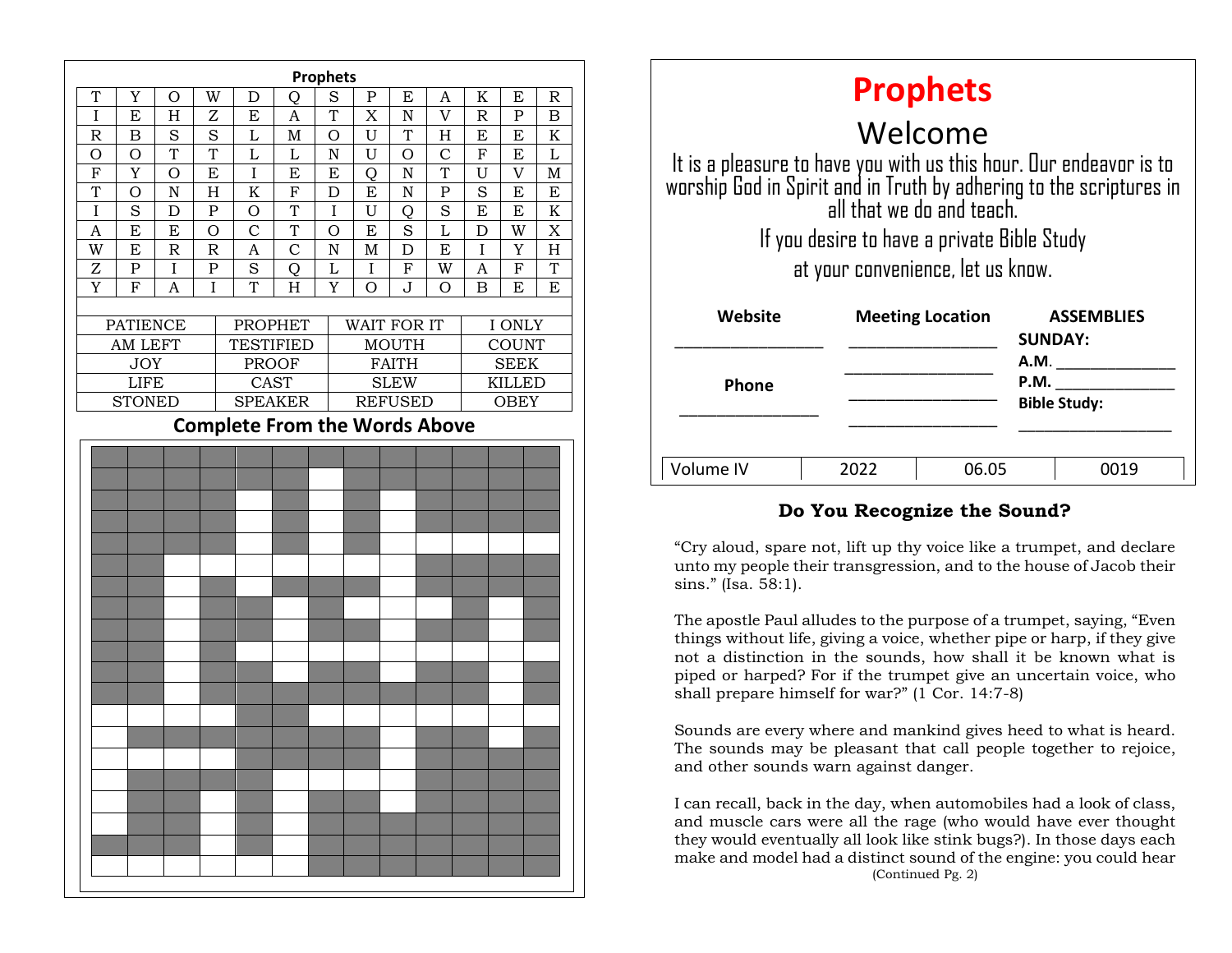## Prophets

| | | | | | | | | | | | | |
|---|---|---|---|---|---|---|---|---|---|---|---|---|
| T | Y | O | W | D | Q | S | P | E | A | K | E | R |
| I | E | H | Z | E | A | T | X | N | V | R | P | B |
| R | B | S | S | L | M | O | U | T | H | E | E | K |
| O | O | T | T | L | L | N | U | O | C | F | E | L |
| F | Y | O | E | I | E | E | Q | N | T | U | V | M |
| T | O | N | H | K | F | D | E | N | P | S | E | E |
| I | S | D | P | O | T | I | U | Q | S | E | E | K |
| A | E | E | O | C | T | O | E | S | L | D | W | X |
| W | E | R | R | A | C | N | M | D | E | I | Y | H |
| Z | P | I | P | S | Q | L | I | F | W | A | F | T |
| Y | F | A | I | T | H | Y | O | J | O | B | E | E |

| | | | |
|---|---|---|---|
| PATIENCE | PROPHET | WAIT FOR IT | I ONLY |
| AM LEFT | TESTIFIED | MOUTH | COUNT |
| JOY | PROOF | FAITH | SEEK |
| LIFE | CAST | SLEW | KILLED |
| STONED | SPEAKER | REFUSED | OBEY |

### Complete From the Words Above

# Prophets

## Welcome

It is a pleasure to have you with us this hour. Our endeavor is to worship God in Spirit and in Truth by adhering to the scriptures in all that we do and teach.

If you desire to have a private Bible Study at your convenience, let us know.

| Website | Meeting Location | ASSEMBLIES |
|---|---|---|
| ________________ | ________________ | **SUNDAY:** |
| | ________________ | **A.M.** ______________ |
| **Phone** | ________________ | **P.M.** ______________ |
| ________________ | ________________ | **Bible Study:** ______________ |

| Volume IV | 2022 | 06.05 | 0019 |
|---|---|---|---|

### Do You Recognize the Sound?

"Cry aloud, spare not, lift up thy voice like a trumpet, and declare unto my people their transgression, and to the house of Jacob their sins." (Isa. 58:1).

The apostle Paul alludes to the purpose of a trumpet, saying, "Even things without life, giving a voice, whether pipe or harp, if they give not a distinction in the sounds, how shall it be known what is piped or harped? For if the trumpet give an uncertain voice, who shall prepare himself for war?" (1 Cor. 14:7-8)

Sounds are every where and mankind gives heed to what is heard. The sounds may be pleasant that call people together to rejoice, and other sounds warn against danger.

I can recall, back in the day, when automobiles had a look of class, and muscle cars were all the rage (who would have ever thought they would eventually all look like stink bugs?). In those days each make and model had a distinct sound of the engine: you could hear

(Continued Pg. 2)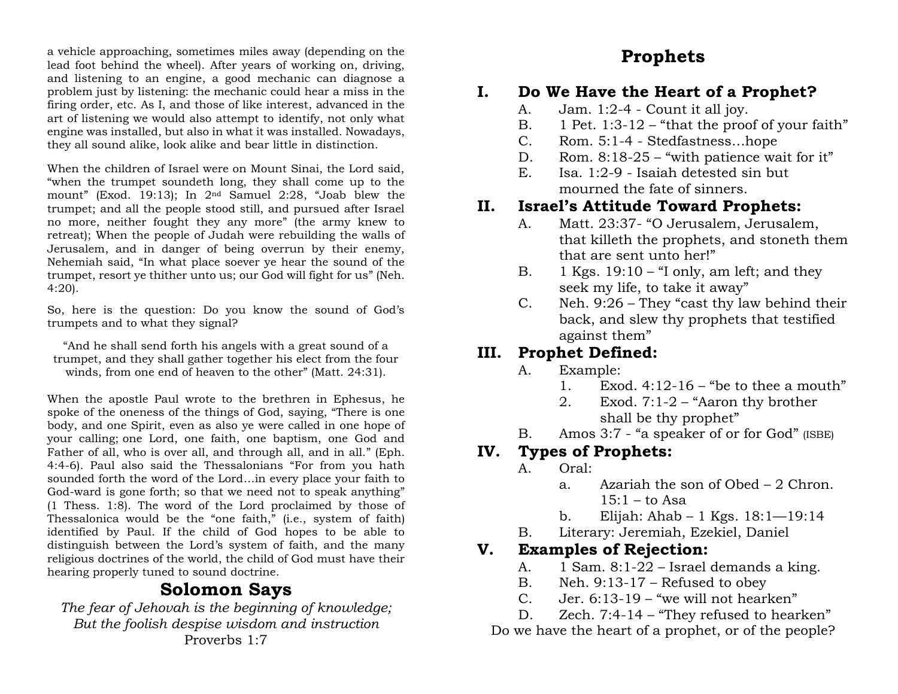a vehicle approaching, sometimes miles away (depending on the lead foot behind the wheel). After years of working on, driving, and listening to an engine, a good mechanic can diagnose a problem just by listening: the mechanic could hear a miss in the firing order, etc. As I, and those of like interest, advanced in the art of listening we would also attempt to identify, not only what engine was installed, but also in what it was installed. Nowadays, they all sound alike, look alike and bear little in distinction.

When the children of Israel were on Mount Sinai, the Lord said, "when the trumpet soundeth long, they shall come up to the mount" (Exod. 19:13); In 2nd Samuel 2:28, "Joab blew the trumpet; and all the people stood still, and pursued after Israel no more, neither fought they any more" (the army knew to retreat); When the people of Judah were rebuilding the walls of Jerusalem, and in danger of being overrun by their enemy, Nehemiah said, "In what place soever ye hear the sound of the trumpet, resort ye thither unto us; our God will fight for us" (Neh. 4:20).

So, here is the question: Do you know the sound of God's trumpets and to what they signal?

> "And he shall send forth his angels with a great sound of a trumpet, and they shall gather together his elect from the four winds, from one end of heaven to the other" (Matt. 24:31).

When the apostle Paul wrote to the brethren in Ephesus, he spoke of the oneness of the things of God, saying, "There is one body, and one Spirit, even as also ye were called in one hope of your calling; one Lord, one faith, one baptism, one God and Father of all, who is over all, and through all, and in all." (Eph. 4:4-6). Paul also said the Thessalonians "For from you hath sounded forth the word of the Lord…in every place your faith to God-ward is gone forth; so that we need not to speak anything" (1 Thess. 1:8). The word of the Lord proclaimed by those of Thessalonica would be the "one faith," (i.e., system of faith) identified by Paul. If the child of God hopes to be able to distinguish between the Lord's system of faith, and the many religious doctrines of the world, the child of God must have their hearing properly tuned to sound doctrine.

## Solomon Says

*The fear of Jehovah is the beginning of knowledge;*
*But the foolish despise wisdom and instruction*
Proverbs 1:7

# Prophets

## I. Do We Have the Heart of a Prophet?

- A. Jam. 1:2-4 - Count it all joy.
- B. 1 Pet. 1:3-12 – "that the proof of your faith"
- C. Rom. 5:1-4 - Stedfastness…hope
- D. Rom. 8:18-25 – "with patience wait for it"
- E. Isa. 1:2-9 - Isaiah detested sin but mourned the fate of sinners.

## II. Israel's Attitude Toward Prophets:

- A. Matt. 23:37- "O Jerusalem, Jerusalem, that killeth the prophets, and stoneth them that are sent unto her!"
- B. 1 Kgs. 19:10 – "I only, am left; and they seek my life, to take it away"
- C. Neh. 9:26 – They "cast thy law behind their back, and slew thy prophets that testified against them"

## III. Prophet Defined:

- A. Example:
  1. Exod. 4:12-16 – "be to thee a mouth"
  2. Exod. 7:1-2 – "Aaron thy brother shall be thy prophet"
- B. Amos 3:7 - "a speaker of or for God" (ISBE)

## IV. Types of Prophets:

- A. Oral:
  - a. Azariah the son of Obed – 2 Chron. 15:1 – to Asa
  - b. Elijah: Ahab – 1 Kgs. 18:1—19:14
- B. Literary: Jeremiah, Ezekiel, Daniel

## V. Examples of Rejection:

- A. 1 Sam. 8:1-22 – Israel demands a king.
- B. Neh. 9:13-17 – Refused to obey
- C. Jer. 6:13-19 – "we will not hearken"
- D. Zech. 7:4-14 – "They refused to hearken"

Do we have the heart of a prophet, or of the people?